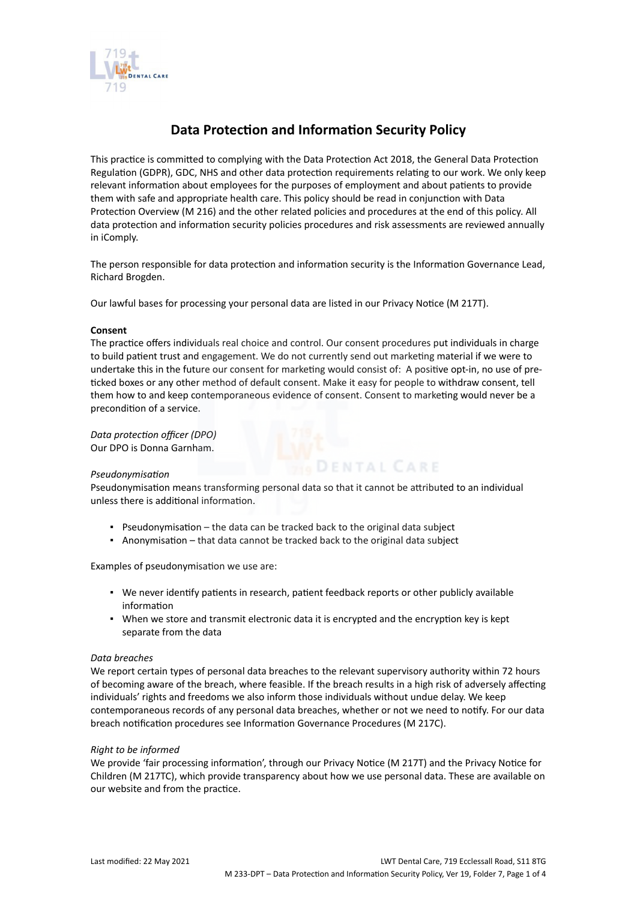# Data Protection and Information Security Policy

This practice is committed to complying with the Data Protection Act 2018, the General Data Protection Regulation (GDPR), GDC, NHS and other data protection requirements relating to our work. We only keep relevant information about employees for the purposes of employment and about patients to provide them with safe and appropriate health care. This policy should be read in conjunction with Data Protection Overview (M 216) and the other related policies and procedures at the end of this policy. All data protection and information security policies procedures and risk assessments are reviewed annually in iComply.

The person responsible for data protection and information security is the Information Governance Lead, Richard Brogden.

Our lawful bases for processing your personal data are listed in our Privacy Notice (M 217T).

**Consent**

The practice offers individuals real choice and control. Our consent procedures put individuals in charge to build patient trust and engagement. We do not currently send out marketing material if we were to undertake this in the future our consent for marketing would consist of: A positive opt-in, no use of pre-ticked boxes or any other method of default consent. Make it easy for people to withdraw consent, tell them how to and keep contemporaneous evidence of consent. Consent to marketing would never be a precondition of a service.

*Data protection officer (DPO)*

Our DPO is Donna Garnham.

*Pseudonymisation*

Pseudonymisation means transforming personal data so that it cannot be attributed to an individual unless there is additional information.

- Pseudonymisation – the data can be tracked back to the original data subject
- Anonymisation – that data cannot be tracked back to the original data subject

Examples of pseudonymisation we use are:

- We never identify patients in research, patient feedback reports or other publicly available information
- When we store and transmit electronic data it is encrypted and the encryption key is kept separate from the data

*Data breaches*

We report certain types of personal data breaches to the relevant supervisory authority within 72 hours of becoming aware of the breach, where feasible. If the breach results in a high risk of adversely affecting individuals' rights and freedoms we also inform those individuals without undue delay. We keep contemporaneous records of any personal data breaches, whether or not we need to notify. For our data breach notification procedures see Information Governance Procedures (M 217C).

*Right to be informed*

We provide 'fair processing information', through our Privacy Notice (M 217T) and the Privacy Notice for Children (M 217TC), which provide transparency about how we use personal data. These are available on our website and from the practice.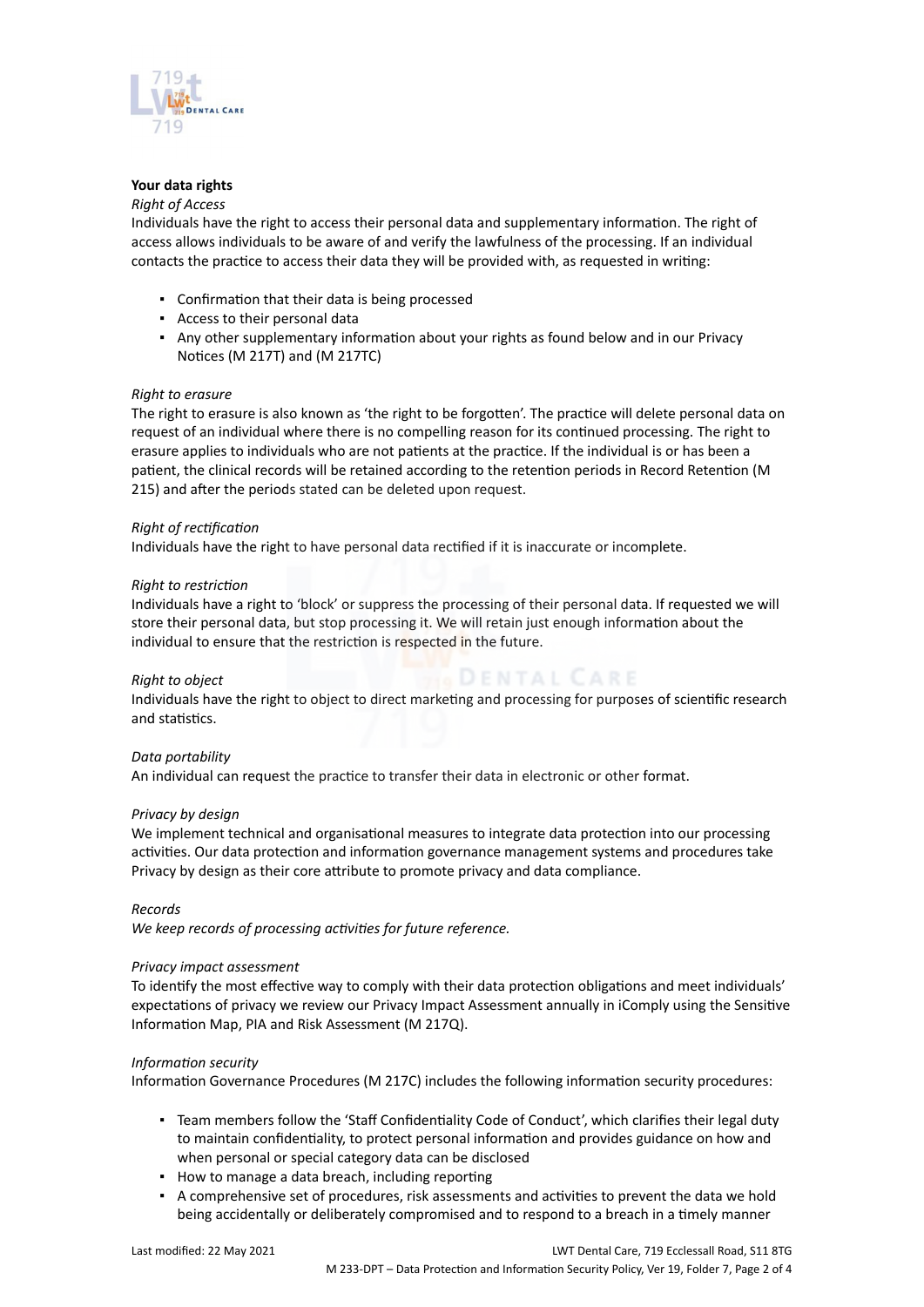**Your data rights**

*Right of Access*

Individuals have the right to access their personal data and supplementary information. The right of access allows individuals to be aware of and verify the lawfulness of the processing. If an individual contacts the practice to access their data they will be provided with, as requested in writing:

- Confirmation that their data is being processed
- Access to their personal data
- Any other supplementary information about your rights as found below and in our Privacy Notices (M 217T) and (M 217TC)

*Right to erasure*

The right to erasure is also known as 'the right to be forgotten'. The practice will delete personal data on request of an individual where there is no compelling reason for its continued processing. The right to erasure applies to individuals who are not patients at the practice. If the individual is or has been a patient, the clinical records will be retained according to the retention periods in Record Retention (M 215) and after the periods stated can be deleted upon request.

*Right of rectification*

Individuals have the right to have personal data rectified if it is inaccurate or incomplete.

*Right to restriction*

Individuals have a right to 'block' or suppress the processing of their personal data. If requested we will store their personal data, but stop processing it. We will retain just enough information about the individual to ensure that the restriction is respected in the future.

*Right to object*

Individuals have the right to object to direct marketing and processing for purposes of scientific research and statistics.

*Data portability*

An individual can request the practice to transfer their data in electronic or other format.

*Privacy by design*

We implement technical and organisational measures to integrate data protection into our processing activities. Our data protection and information governance management systems and procedures take Privacy by design as their core attribute to promote privacy and data compliance.

*Records*

*We keep records of processing activities for future reference.*

*Privacy impact assessment*

To identify the most effective way to comply with their data protection obligations and meet individuals' expectations of privacy we review our Privacy Impact Assessment annually in iComply using the Sensitive Information Map, PIA and Risk Assessment (M 217Q).

*Information security*

Information Governance Procedures (M 217C) includes the following information security procedures:

- Team members follow the 'Staff Confidentiality Code of Conduct', which clarifies their legal duty to maintain confidentiality, to protect personal information and provides guidance on how and when personal or special category data can be disclosed
- How to manage a data breach, including reporting
- A comprehensive set of procedures, risk assessments and activities to prevent the data we hold being accidentally or deliberately compromised and to respond to a breach in a timely manner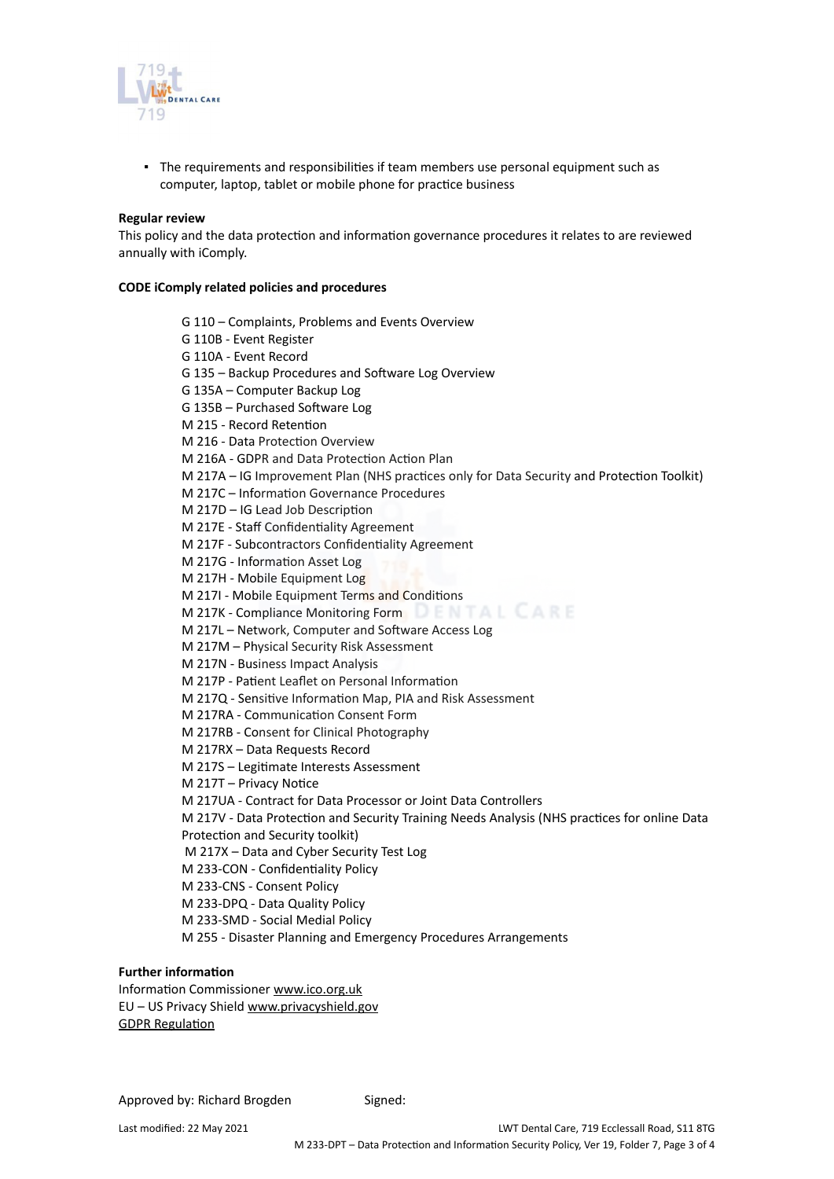- The requirements and responsibilities if team members use personal equipment such as computer, laptop, tablet or mobile phone for practice business

**Regular review**

This policy and the data protection and information governance procedures it relates to are reviewed annually with iComply.

**CODE iComply related policies and procedures**

G 110 – Complaints, Problems and Events Overview
G 110B - Event Register
G 110A - Event Record
G 135 – Backup Procedures and Software Log Overview
G 135A – Computer Backup Log
G 135B – Purchased Software Log
M 215 - Record Retention
M 216 - Data Protection Overview
M 216A - GDPR and Data Protection Action Plan
M 217A – IG Improvement Plan (NHS practices only for Data Security and Protection Toolkit)
M 217C – Information Governance Procedures
M 217D – IG Lead Job Description
M 217E - Staff Confidentiality Agreement
M 217F - Subcontractors Confidentiality Agreement
M 217G - Information Asset Log
M 217H - Mobile Equipment Log
M 217I - Mobile Equipment Terms and Conditions
M 217K - Compliance Monitoring Form
M 217L – Network, Computer and Software Access Log
M 217M – Physical Security Risk Assessment
M 217N - Business Impact Analysis
M 217P - Patient Leaflet on Personal Information
M 217Q - Sensitive Information Map, PIA and Risk Assessment
M 217RA - Communication Consent Form
M 217RB - Consent for Clinical Photography
M 217RX – Data Requests Record
M 217S – Legitimate Interests Assessment
M 217T – Privacy Notice
M 217UA - Contract for Data Processor or Joint Data Controllers
M 217V - Data Protection and Security Training Needs Analysis (NHS practices for online Data Protection and Security toolkit)
M 217X – Data and Cyber Security Test Log
M 233-CON - Confidentiality Policy
M 233-CNS - Consent Policy
M 233-DPQ - Data Quality Policy
M 233-SMD - Social Medial Policy
M 255 - Disaster Planning and Emergency Procedures Arrangements

**Further information**

Information Commissioner www.ico.org.uk
EU – US Privacy Shield www.privacyshield.gov
GDPR Regulation

Approved by: Richard Brogden Signed:

Last modified: 22 May 2021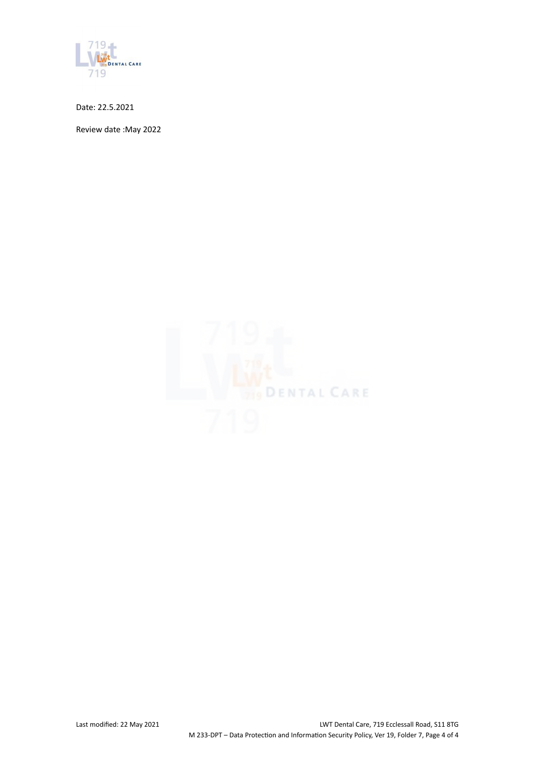Date: 22.5.2021

Review date :May 2022